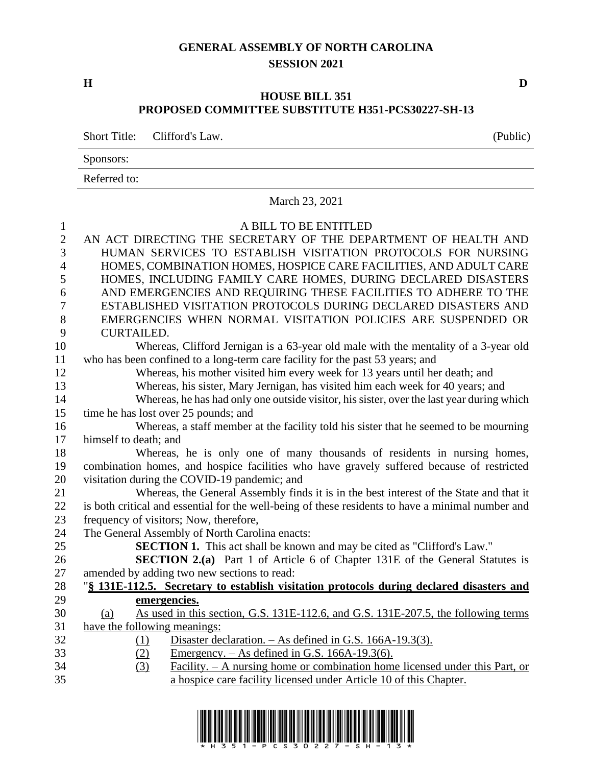# GENERAL ASSEMBLY OF NORTH CAROLINA
## SESSION 2021

**H** **D**

## HOUSE BILL 351
## PROPOSED COMMITTEE SUBSTITUTE H351-PCS30227-SH-13

Short Title: Clifford's Law. (Public)

Sponsors:

Referred to:

March 23, 2021

A BILL TO BE ENTITLED

AN ACT DIRECTING THE SECRETARY OF THE DEPARTMENT OF HEALTH AND HUMAN SERVICES TO ESTABLISH VISITATION PROTOCOLS FOR NURSING HOMES, COMBINATION HOMES, HOSPICE CARE FACILITIES, AND ADULT CARE HOMES, INCLUDING FAMILY CARE HOMES, DURING DECLARED DISASTERS AND EMERGENCIES AND REQUIRING THESE FACILITIES TO ADHERE TO THE ESTABLISHED VISITATION PROTOCOLS DURING DECLARED DISASTERS AND EMERGENCIES WHEN NORMAL VISITATION POLICIES ARE SUSPENDED OR CURTAILED.

Whereas, Clifford Jernigan is a 63-year old male with the mentality of a 3-year old who has been confined to a long-term care facility for the past 53 years; and

Whereas, his mother visited him every week for 13 years until her death; and

Whereas, his sister, Mary Jernigan, has visited him each week for 40 years; and

Whereas, he has had only one outside visitor, his sister, over the last year during which time he has lost over 25 pounds; and

Whereas, a staff member at the facility told his sister that he seemed to be mourning himself to death; and

Whereas, he is only one of many thousands of residents in nursing homes, combination homes, and hospice facilities who have gravely suffered because of restricted visitation during the COVID-19 pandemic; and

Whereas, the General Assembly finds it is in the best interest of the State and that it is both critical and essential for the well-being of these residents to have a minimal number and frequency of visitors; Now, therefore,

The General Assembly of North Carolina enacts:

**SECTION 1.** This act shall be known and may be cited as "Clifford's Law."

**SECTION 2.(a)** Part 1 of Article 6 of Chapter 131E of the General Statutes is amended by adding two new sections to read:

"**§ 131E-112.5. Secretary to establish visitation protocols during declared disasters and emergencies.**

(a) As used in this section, G.S. 131E-112.6, and G.S. 131E-207.5, the following terms have the following meanings:

(1) Disaster declaration. – As defined in G.S. 166A-19.3(3).

(2) Emergency. – As defined in G.S. 166A-19.3(6).

(3) Facility. – A nursing home or combination home licensed under this Part, or a hospice care facility licensed under Article 10 of this Chapter.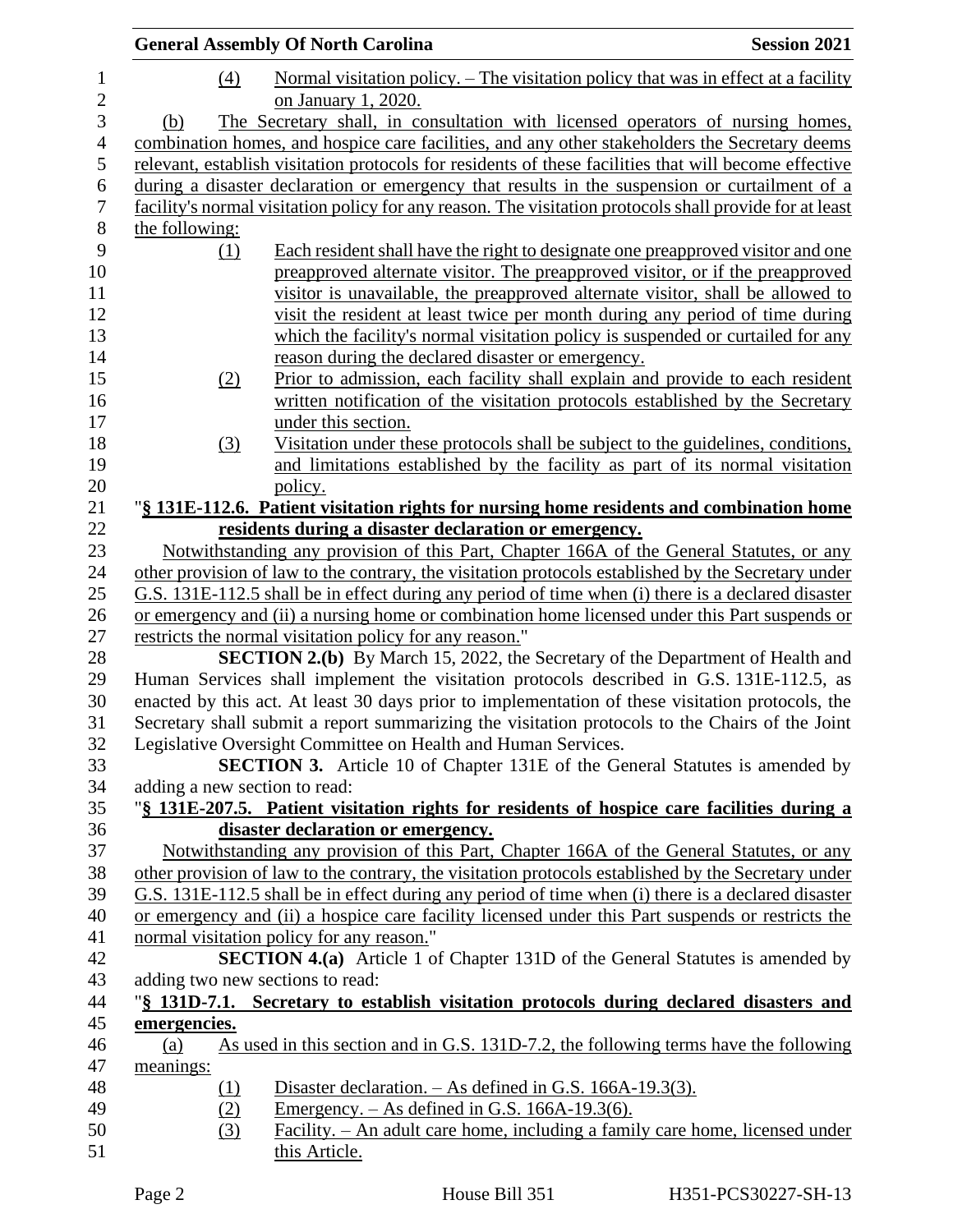(4) Normal visitation policy. – The visitation policy that was in effect at a facility on January 1, 2020.

(b) The Secretary shall, in consultation with licensed operators of nursing homes, combination homes, and hospice care facilities, and any other stakeholders the Secretary deems relevant, establish visitation protocols for residents of these facilities that will become effective during a disaster declaration or emergency that results in the suspension or curtailment of a facility's normal visitation policy for any reason. The visitation protocols shall provide for at least the following:

(1) Each resident shall have the right to designate one preapproved visitor and one preapproved alternate visitor. The preapproved visitor, or if the preapproved visitor is unavailable, the preapproved alternate visitor, shall be allowed to visit the resident at least twice per month during any period of time during which the facility's normal visitation policy is suspended or curtailed for any reason during the declared disaster or emergency.

(2) Prior to admission, each facility shall explain and provide to each resident written notification of the visitation protocols established by the Secretary under this section.

(3) Visitation under these protocols shall be subject to the guidelines, conditions, and limitations established by the facility as part of its normal visitation policy.

"**§ 131E-112.6. Patient visitation rights for nursing home residents and combination home residents during a disaster declaration or emergency.**

Notwithstanding any provision of this Part, Chapter 166A of the General Statutes, or any other provision of law to the contrary, the visitation protocols established by the Secretary under G.S. 131E-112.5 shall be in effect during any period of time when (i) there is a declared disaster or emergency and (ii) a nursing home or combination home licensed under this Part suspends or restricts the normal visitation policy for any reason."

**SECTION 2.(b)** By March 15, 2022, the Secretary of the Department of Health and Human Services shall implement the visitation protocols described in G.S. 131E-112.5, as enacted by this act. At least 30 days prior to implementation of these visitation protocols, the Secretary shall submit a report summarizing the visitation protocols to the Chairs of the Joint Legislative Oversight Committee on Health and Human Services.

**SECTION 3.** Article 10 of Chapter 131E of the General Statutes is amended by adding a new section to read:

"**§ 131E-207.5. Patient visitation rights for residents of hospice care facilities during a disaster declaration or emergency.**

Notwithstanding any provision of this Part, Chapter 166A of the General Statutes, or any other provision of law to the contrary, the visitation protocols established by the Secretary under G.S. 131E-112.5 shall be in effect during any period of time when (i) there is a declared disaster or emergency and (ii) a hospice care facility licensed under this Part suspends or restricts the normal visitation policy for any reason."

**SECTION 4.(a)** Article 1 of Chapter 131D of the General Statutes is amended by adding two new sections to read:

"**§ 131D-7.1. Secretary to establish visitation protocols during declared disasters and emergencies.**

(a) As used in this section and in G.S. 131D-7.2, the following terms have the following meanings:

(1) Disaster declaration. – As defined in G.S. 166A-19.3(3).

(2) Emergency. – As defined in G.S. 166A-19.3(6).

(3) Facility. – An adult care home, including a family care home, licensed under this Article.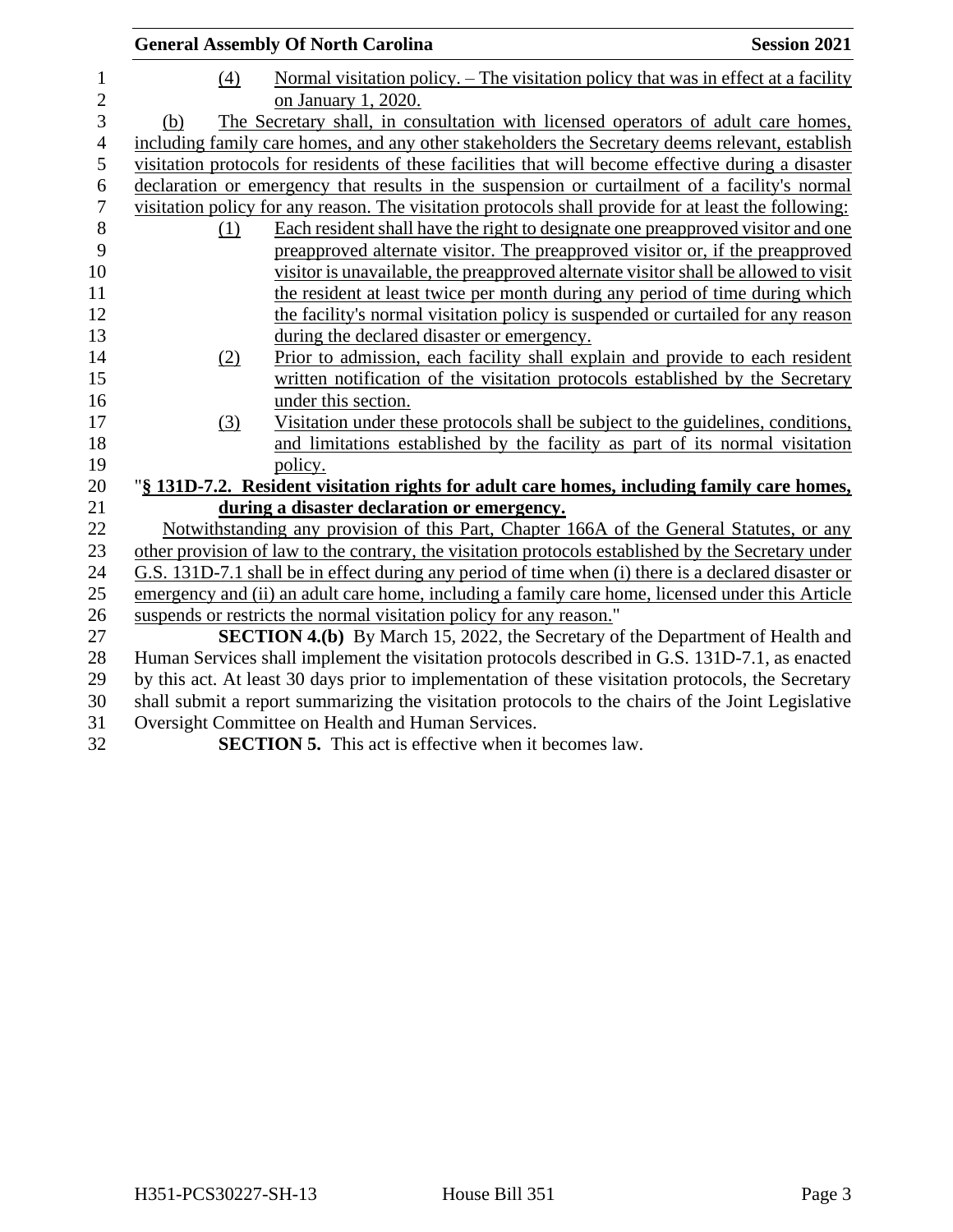(4) Normal visitation policy. – The visitation policy that was in effect at a facility on January 1, 2020.

(b) The Secretary shall, in consultation with licensed operators of adult care homes, including family care homes, and any other stakeholders the Secretary deems relevant, establish visitation protocols for residents of these facilities that will become effective during a disaster declaration or emergency that results in the suspension or curtailment of a facility's normal visitation policy for any reason. The visitation protocols shall provide for at least the following:

(1) Each resident shall have the right to designate one preapproved visitor and one preapproved alternate visitor. The preapproved visitor or, if the preapproved visitor is unavailable, the preapproved alternate visitor shall be allowed to visit the resident at least twice per month during any period of time during which the facility's normal visitation policy is suspended or curtailed for any reason during the declared disaster or emergency.

(2) Prior to admission, each facility shall explain and provide to each resident written notification of the visitation protocols established by the Secretary under this section.

(3) Visitation under these protocols shall be subject to the guidelines, conditions, and limitations established by the facility as part of its normal visitation policy.

"**§ 131D-7.2. Resident visitation rights for adult care homes, including family care homes, during a disaster declaration or emergency.**

Notwithstanding any provision of this Part, Chapter 166A of the General Statutes, or any other provision of law to the contrary, the visitation protocols established by the Secretary under G.S. 131D-7.1 shall be in effect during any period of time when (i) there is a declared disaster or emergency and (ii) an adult care home, including a family care home, licensed under this Article suspends or restricts the normal visitation policy for any reason."

**SECTION 4.(b)** By March 15, 2022, the Secretary of the Department of Health and Human Services shall implement the visitation protocols described in G.S. 131D-7.1, as enacted by this act. At least 30 days prior to implementation of these visitation protocols, the Secretary shall submit a report summarizing the visitation protocols to the chairs of the Joint Legislative Oversight Committee on Health and Human Services.

**SECTION 5.** This act is effective when it becomes law.